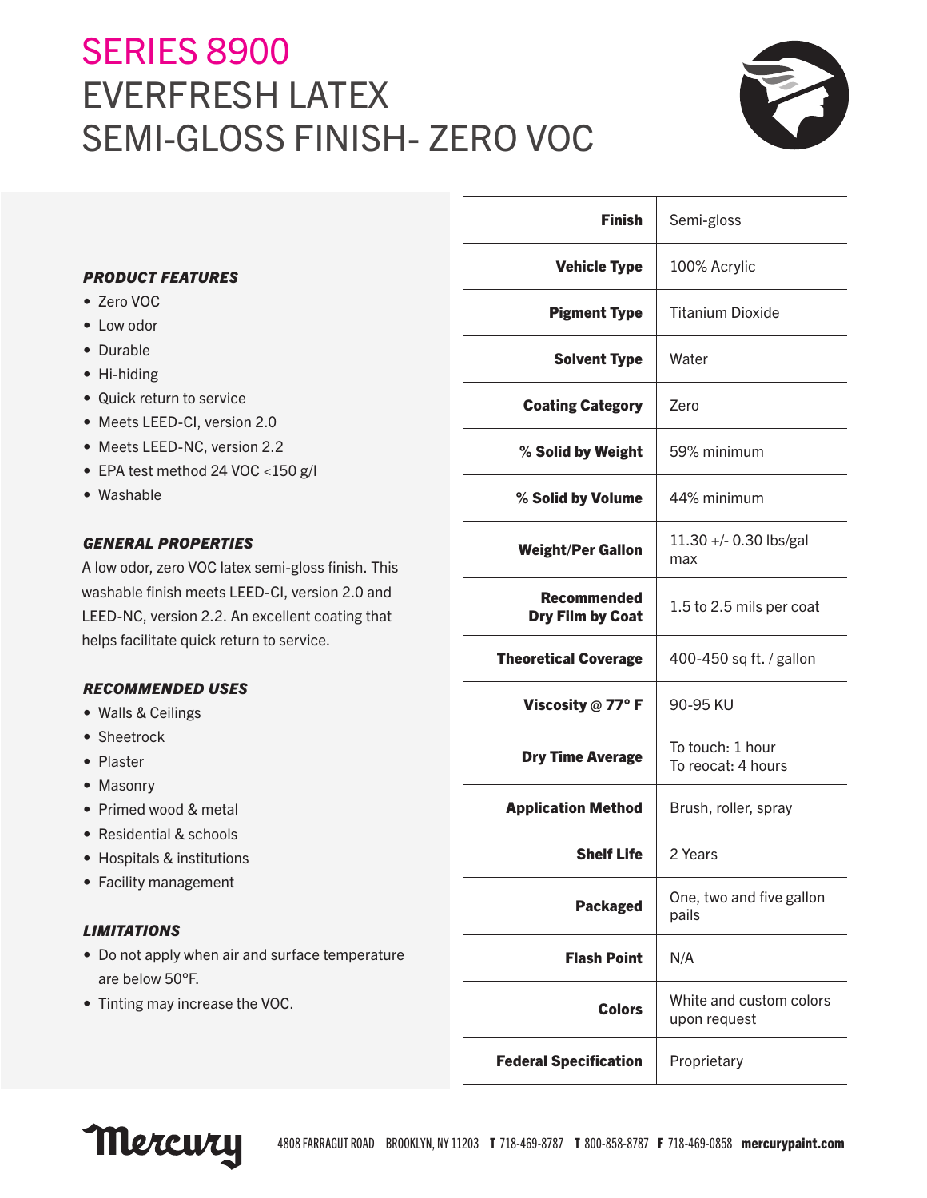# SERIES 8900
# EVERFRESH LATEX SEMI-GLOSS FINISH- ZERO VOC

### *PRODUCT FEATURES*

- Zero VOC
- Low odor
- Durable
- Hi-hiding
- Quick return to service
- Meets LEED-CI, version 2.0
- Meets LEED-NC, version 2.2
- EPA test method 24 VOC <150 g/l
- Washable

### *GENERAL PROPERTIES*

A low odor, zero VOC latex semi-gloss finish. This washable finish meets LEED-CI, version 2.0 and LEED-NC, version 2.2. An excellent coating that helps facilitate quick return to service.

### *RECOMMENDED USES*

- Walls & Ceilings
- Sheetrock
- Plaster
- Masonry
- Primed wood & metal
- Residential & schools
- Hospitals & institutions
- Facility management

### *LIMITATIONS*

- Do not apply when air and surface temperature are below 50°F.
- Tinting may increase the VOC.

| | |
|---|---|
| **Finish** | Semi-gloss |
| **Vehicle Type** | 100% Acrylic |
| **Pigment Type** | Titanium Dioxide |
| **Solvent Type** | Water |
| **Coating Category** | Zero |
| **% Solid by Weight** | 59% minimum |
| **% Solid by Volume** | 44% minimum |
| **Weight/Per Gallon** | 11.30 +/- 0.30 lbs/gal max |
| **Recommended Dry Film by Coat** | 1.5 to 2.5 mils per coat |
| **Theoretical Coverage** | 400-450 sq ft. / gallon |
| **Viscosity @ 77° F** | 90-95 KU |
| **Dry Time Average** | To touch: 1 hour<br>To recoat: 4 hours |
| **Application Method** | Brush, roller, spray |
| **Shelf Life** | 2 Years |
| **Packaged** | One, two and five gallon pails |
| **Flash Point** | N/A |
| **Colors** | White and custom colors upon request |
| **Federal Specification** | Proprietary |

Mercury 4808 FARRAGUT ROAD BROOKLYN, NY 11203 **T** 718-469-8787 **T** 800-858-8787 **F** 718-469-0858 **mercurypaint.com**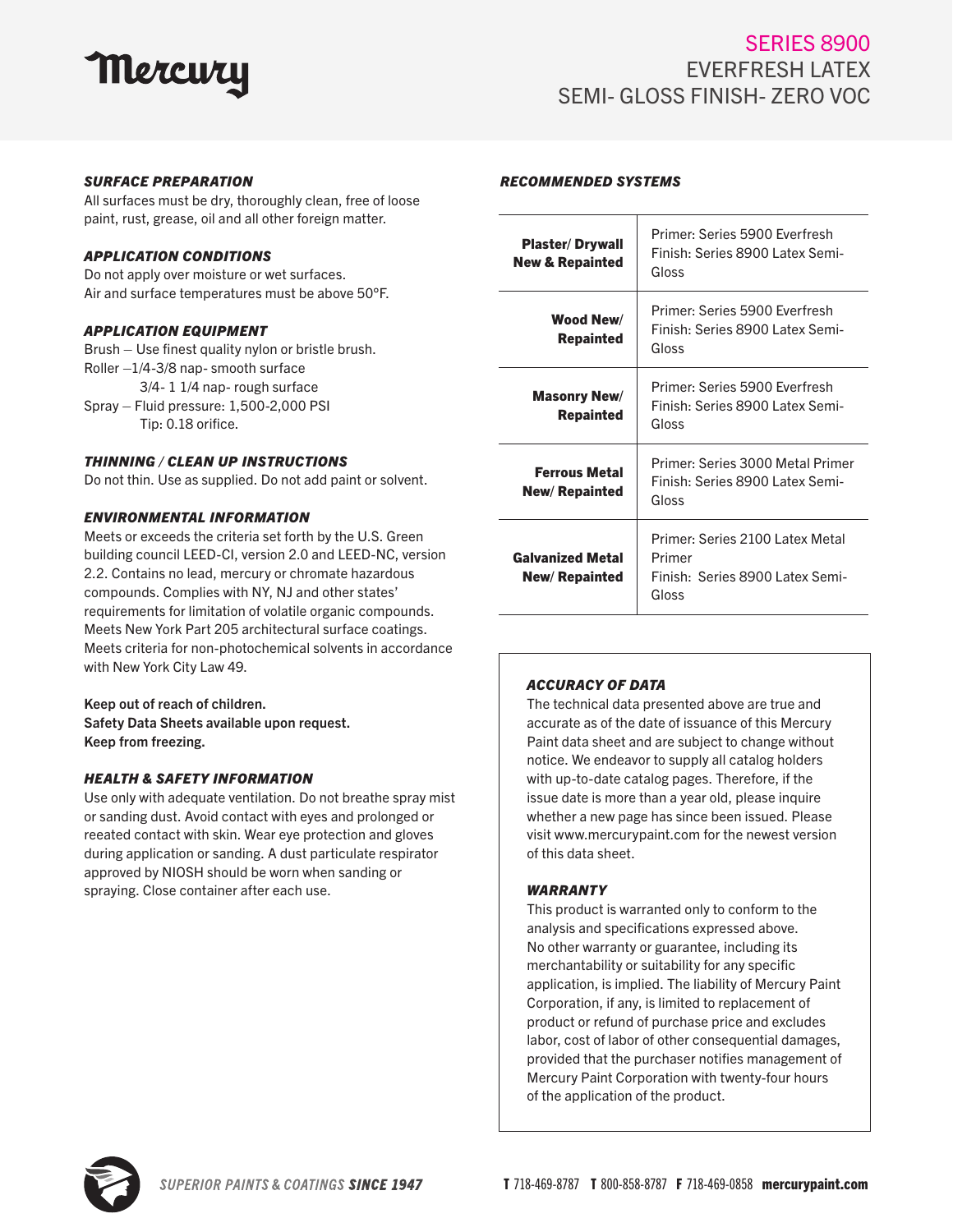# SERIES 8900
## EVERFRESH LATEX
## SEMI- GLOSS FINISH- ZERO VOC

### *SURFACE PREPARATION*
All surfaces must be dry, thoroughly clean, free of loose paint, rust, grease, oil and all other foreign matter.

### *APPLICATION CONDITIONS*
Do not apply over moisture or wet surfaces.
Air and surface temperatures must be above 50°F.

### *APPLICATION EQUIPMENT*
Brush – Use finest quality nylon or bristle brush.
Roller –1/4-3/8 nap- smooth surface
3/4- 1 1/4 nap- rough surface
Spray – Fluid pressure: 1,500-2,000 PSI
Tip: 0.18 orifice.

### *THINNING / CLEAN UP INSTRUCTIONS*
Do not thin. Use as supplied. Do not add paint or solvent.

### *ENVIRONMENTAL INFORMATION*
Meets or exceeds the criteria set forth by the U.S. Green building council LEED-CI, version 2.0 and LEED-NC, version 2.2. Contains no lead, mercury or chromate hazardous compounds. Complies with NY, NJ and other states' requirements for limitation of volatile organic compounds. Meets New York Part 205 architectural surface coatings. Meets criteria for non-photochemical solvents in accordance with New York City Law 49.

**Keep out of reach of children.**
**Safety Data Sheets available upon request.**
**Keep from freezing.**

### *HEALTH & SAFETY INFORMATION*
Use only with adequate ventilation. Do not breathe spray mist or sanding dust. Avoid contact with eyes and prolonged or reeated contact with skin. Wear eye protection and gloves during application or sanding. A dust particulate respirator approved by NIOSH should be worn when sanding or spraying. Close container after each use.

### *RECOMMENDED SYSTEMS*

| | |
|---|---|
| **Plaster/ Drywall New & Repainted** | Primer: Series 5900 Everfresh<br>Finish: Series 8900 Latex Semi-Gloss |
| **Wood New/ Repainted** | Primer: Series 5900 Everfresh<br>Finish: Series 8900 Latex Semi-Gloss |
| **Masonry New/ Repainted** | Primer: Series 5900 Everfresh<br>Finish: Series 8900 Latex Semi-Gloss |
| **Ferrous Metal New/ Repainted** | Primer: Series 3000 Metal Primer<br>Finish: Series 8900 Latex Semi-Gloss |
| **Galvanized Metal New/ Repainted** | Primer: Series 2100 Latex Metal Primer<br>Finish: Series 8900 Latex Semi-Gloss |

### *ACCURACY OF DATA*
The technical data presented above are true and accurate as of the date of issuance of this Mercury Paint data sheet and are subject to change without notice. We endeavor to supply all catalog holders with up-to-date catalog pages. Therefore, if the issue date is more than a year old, please inquire whether a new page has since been issued. Please visit www.mercurypaint.com for the newest version of this data sheet.

### *WARRANTY*
This product is warranted only to conform to the analysis and specifications expressed above. No other warranty or guarantee, including its merchantability or suitability for any specific application, is implied. The liability of Mercury Paint Corporation, if any, is limited to replacement of product or refund of purchase price and excludes labor, cost of labor of other consequential damages, provided that the purchaser notifies management of Mercury Paint Corporation with twenty-four hours of the application of the product.

*SUPERIOR PAINTS & COATINGS* ***SINCE 1947***

**T** 718-469-8787 **T** 800-858-8787 **F** 718-469-0858 **mercurypaint.com**